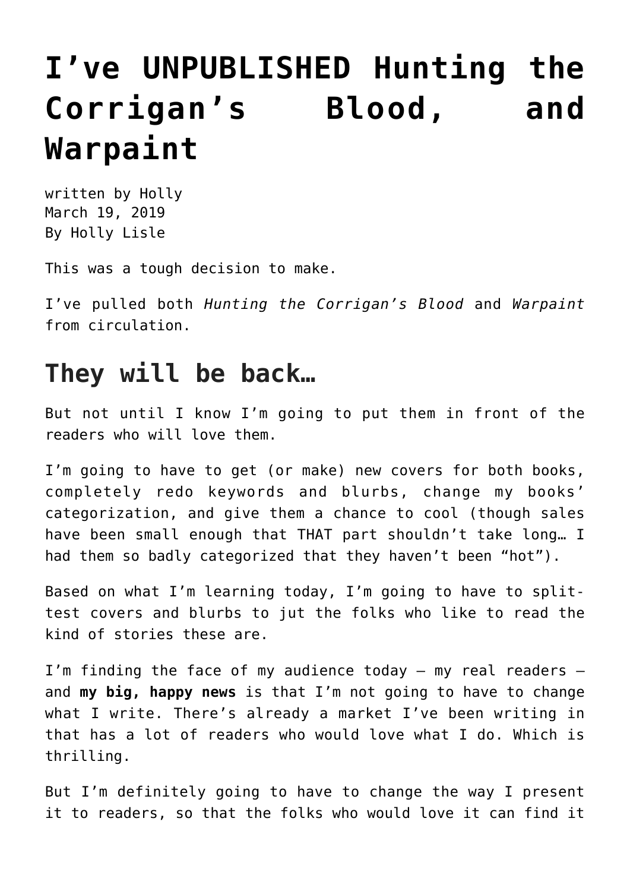# I've UNPUBLISHED Hunting the Corrigan's Blood, and Warpaint

written by Holly
March 19, 2019
By Holly Lisle

This was a tough decision to make.

I've pulled both *Hunting the Corrigan's Blood* and *Warpaint* from circulation.

## They will be back…

But not until I know I'm going to put them in front of the readers who will love them.

I'm going to have to get (or make) new covers for both books, completely redo keywords and blurbs, change my books' categorization, and give them a chance to cool (though sales have been small enough that THAT part shouldn't take long… I had them so badly categorized that they haven't been "hot").

Based on what I'm learning today, I'm going to have to split-test covers and blurbs to jut the folks who like to read the kind of stories these are.

I'm finding the face of my audience today — my real readers — and **my big, happy news** is that I'm not going to have to change what I write. There's already a market I've been writing in that has a lot of readers who would love what I do. Which is thrilling.

But I'm definitely going to have to change the way I present it to readers, so that the folks who would love it can find it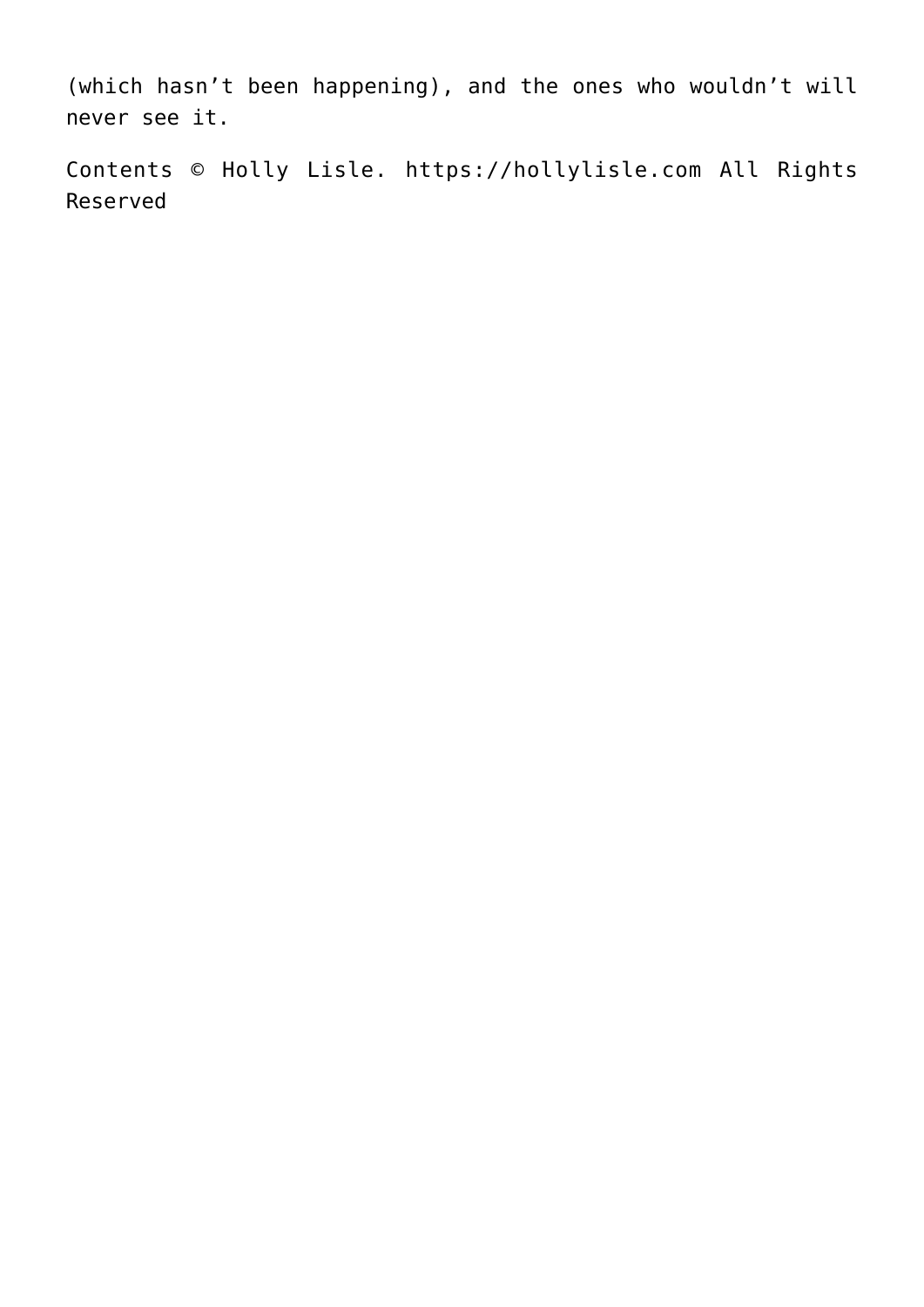(which hasn’t been happening), and the ones who wouldn’t will never see it.

Contents © Holly Lisle. https://hollylisle.com All Rights Reserved